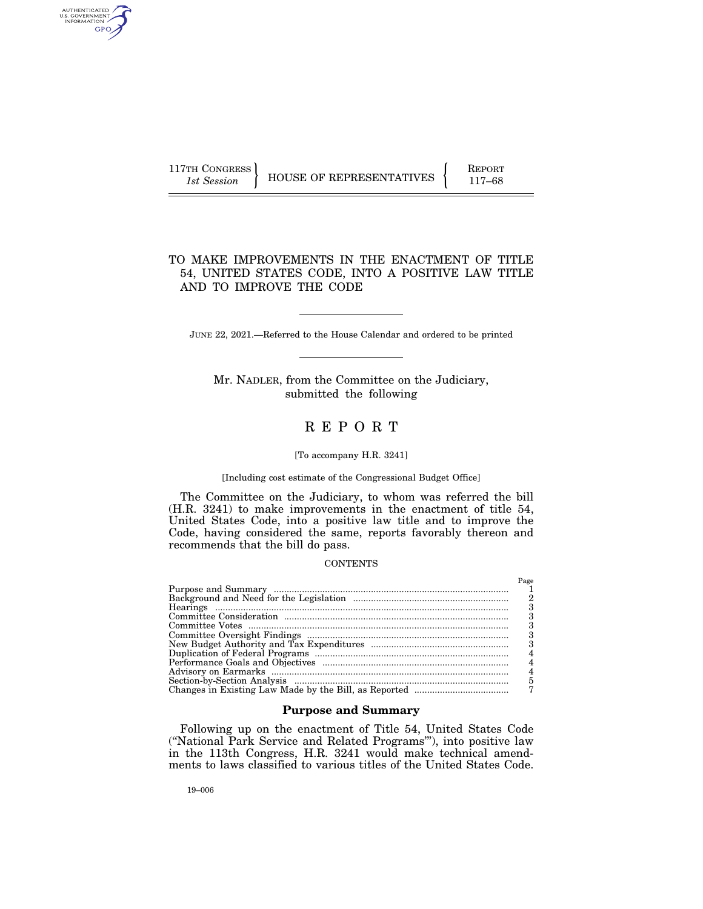117TH CONGRESS
*1st Session*

HOUSE OF REPRESENTATIVES

REPORT
117–68

# TO MAKE IMPROVEMENTS IN THE ENACTMENT OF TITLE 54, UNITED STATES CODE, INTO A POSITIVE LAW TITLE AND TO IMPROVE THE CODE

JUNE 22, 2021.—Referred to the House Calendar and ordered to be printed

Mr. NADLER, from the Committee on the Judiciary, submitted the following

# REPORT

[To accompany H.R. 3241]

[Including cost estimate of the Congressional Budget Office]

The Committee on the Judiciary, to whom was referred the bill (H.R. 3241) to make improvements in the enactment of title 54, United States Code, into a positive law title and to improve the Code, having considered the same, reports favorably thereon and recommends that the bill do pass.

CONTENTS

| | Page |
|---|---|
| Purpose and Summary | 1 |
| Background and Need for the Legislation | 2 |
| Hearings | 3 |
| Committee Consideration | 3 |
| Committee Votes | 3 |
| Committee Oversight Findings | 3 |
| New Budget Authority and Tax Expenditures | 3 |
| Duplication of Federal Programs | 4 |
| Performance Goals and Objectives | 4 |
| Advisory on Earmarks | 4 |
| Section-by-Section Analysis | 5 |
| Changes in Existing Law Made by the Bill, as Reported | 7 |

## Purpose and Summary

Following up on the enactment of Title 54, United States Code ("National Park Service and Related Programs'"), into positive law in the 113th Congress, H.R. 3241 would make technical amendments to laws classified to various titles of the United States Code.

19–006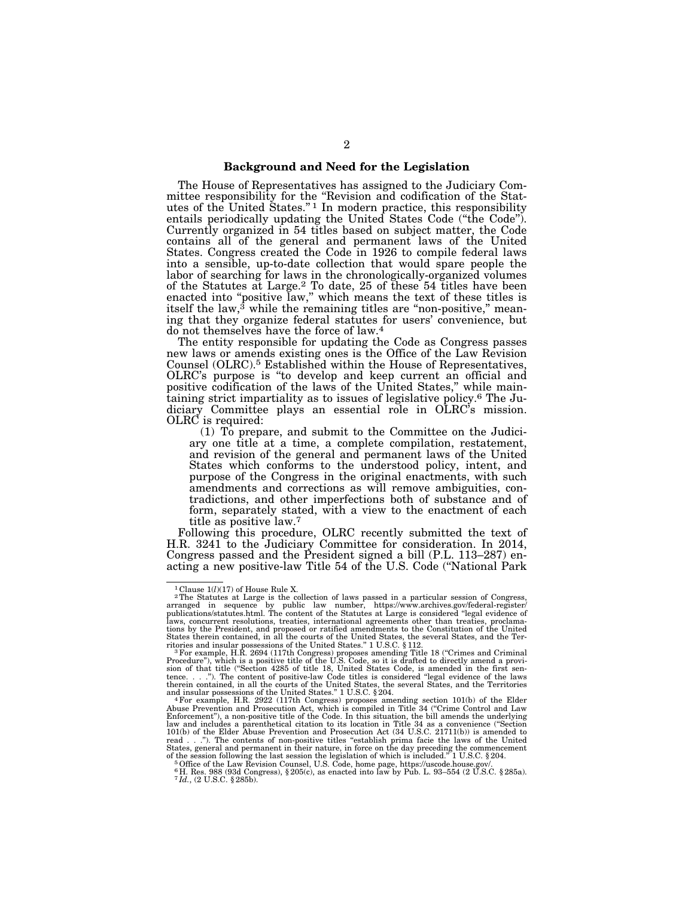## Background and Need for the Legislation

The House of Representatives has assigned to the Judiciary Committee responsibility for the "Revision and codification of the Statutes of the United States."[1] In modern practice, this responsibility entails periodically updating the United States Code ("the Code"). Currently organized in 54 titles based on subject matter, the Code contains all of the general and permanent laws of the United States. Congress created the Code in 1926 to compile federal laws into a sensible, up-to-date collection that would spare people the labor of searching for laws in the chronologically-organized volumes of the Statutes at Large.[2] To date, 25 of these 54 titles have been enacted into "positive law," which means the text of these titles is itself the law,[3] while the remaining titles are "non-positive," meaning that they organize federal statutes for users' convenience, but do not themselves have the force of law.[4]

The entity responsible for updating the Code as Congress passes new laws or amends existing ones is the Office of the Law Revision Counsel (OLRC).[5] Established within the House of Representatives, OLRC's purpose is "to develop and keep current an official and positive codification of the laws of the United States," while maintaining strict impartiality as to issues of legislative policy.[6] The Judiciary Committee plays an essential role in OLRC's mission. OLRC is required:

> (1) To prepare, and submit to the Committee on the Judiciary one title at a time, a complete compilation, restatement, and revision of the general and permanent laws of the United States which conforms to the understood policy, intent, and purpose of the Congress in the original enactments, with such amendments and corrections as will remove ambiguities, contradictions, and other imperfections both of substance and of form, separately stated, with a view to the enactment of each title as positive law.[7]

Following this procedure, OLRC recently submitted the text of H.R. 3241 to the Judiciary Committee for consideration. In 2014, Congress passed and the President signed a bill (P.L. 113–287) enacting a new positive-law Title 54 of the U.S. Code ("National Park

---

[1] Clause 1(*l*)(17) of House Rule X.

[2] The Statutes at Large is the collection of laws passed in a particular session of Congress, arranged in sequence by public law number, https://www.archives.gov/federal-register/publications/statutes.html. The content of the Statutes at Large is considered "legal evidence of laws, concurrent resolutions, treaties, international agreements other than treaties, proclamations by the President, and proposed or ratified amendments to the Constitution of the United States therein contained, in all the courts of the United States, the several States, and the Territories and insular possessions of the United States." 1 U.S.C. § 112.

[3] For example, H.R. 2694 (117th Congress) proposes amending Title 18 ("Crimes and Criminal Procedure"), which is a positive title of the U.S. Code, so it is drafted to directly amend a provision of that title ("Section 4285 of title 18, United States Code, is amended in the first sentence. . . ."). The content of positive-law Code titles is considered "legal evidence of the laws therein contained, in all the courts of the United States, the several States, and the Territories and insular possessions of the United States." 1 U.S.C. § 204.

[4] For example, H.R. 2922 (117th Congress) proposes amending section 101(b) of the Elder Abuse Prevention and Prosecution Act, which is compiled in Title 34 ("Crime Control and Law Enforcement"), a non-positive title of the Code. In this situation, the bill amends the underlying law and includes a parenthetical citation to its location in Title 34 as a convenience ("Section 101(b) of the Elder Abuse Prevention and Prosecution Act (34 U.S.C. 21711(b)) is amended to read . . ."). The contents of non-positive titles "establish prima facie the laws of the United States, general and permanent in their nature, in force on the day preceding the commencement of the session following the last session the legislation of which is included." 1 U.S.C. § 204.

[5] Office of the Law Revision Counsel, U.S. Code, home page, https://uscode.house.gov/.

[6] H. Res. 988 (93d Congress), § 205(c), as enacted into law by Pub. L. 93–554 (2 U.S.C. § 285a).

[7] *Id.*, (2 U.S.C. § 285b).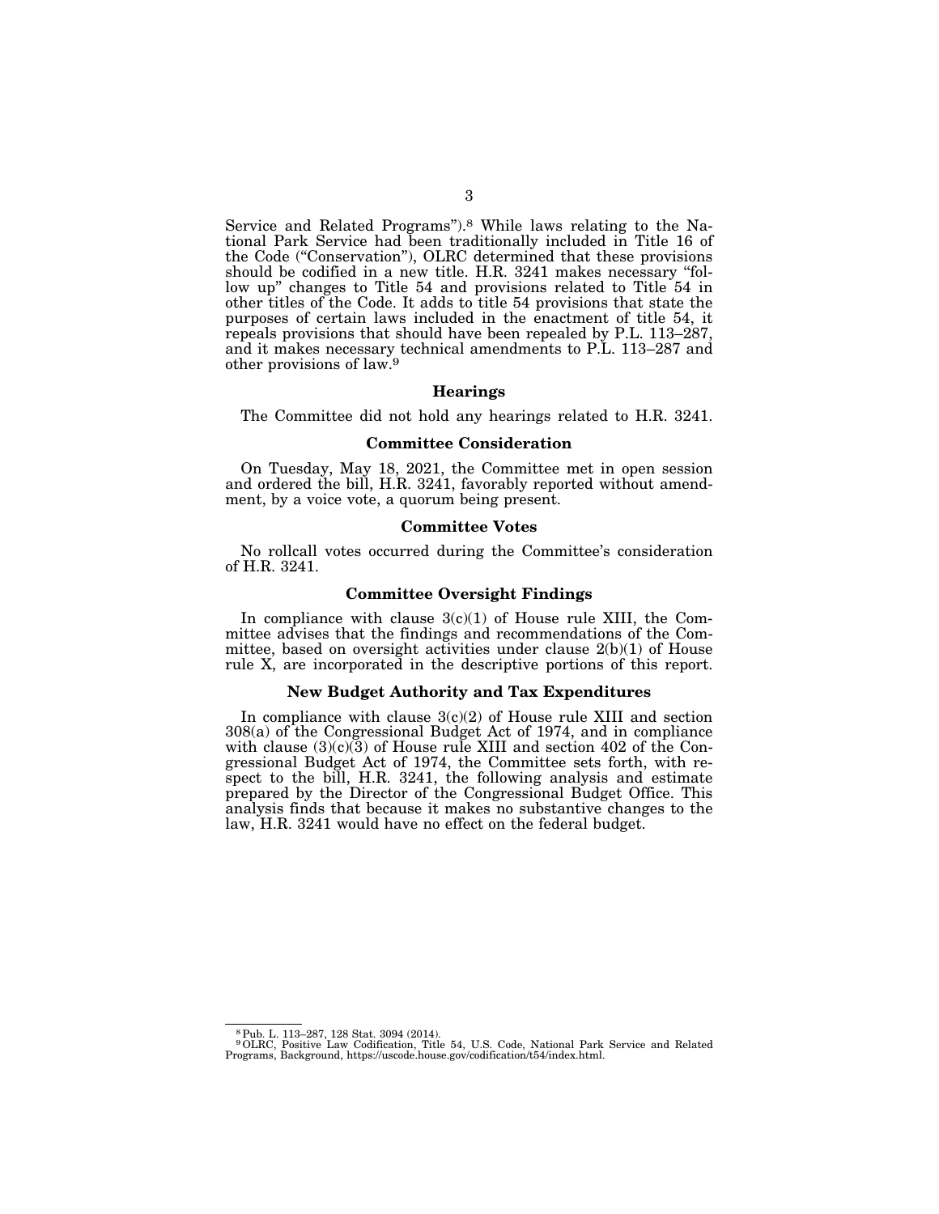Service and Related Programs").[8] While laws relating to the National Park Service had been traditionally included in Title 16 of the Code ("Conservation"), OLRC determined that these provisions should be codified in a new title. H.R. 3241 makes necessary "follow up" changes to Title 54 and provisions related to Title 54 in other titles of the Code. It adds to title 54 provisions that state the purposes of certain laws included in the enactment of title 54, it repeals provisions that should have been repealed by P.L. 113–287, and it makes necessary technical amendments to P.L. 113–287 and other provisions of law.[9]

### Hearings

The Committee did not hold any hearings related to H.R. 3241.

### Committee Consideration

On Tuesday, May 18, 2021, the Committee met in open session and ordered the bill, H.R. 3241, favorably reported without amendment, by a voice vote, a quorum being present.

### Committee Votes

No rollcall votes occurred during the Committee's consideration of H.R. 3241.

### Committee Oversight Findings

In compliance with clause 3(c)(1) of House rule XIII, the Committee advises that the findings and recommendations of the Committee, based on oversight activities under clause 2(b)(1) of House rule X, are incorporated in the descriptive portions of this report.

### New Budget Authority and Tax Expenditures

In compliance with clause 3(c)(2) of House rule XIII and section 308(a) of the Congressional Budget Act of 1974, and in compliance with clause (3)(c)(3) of House rule XIII and section 402 of the Congressional Budget Act of 1974, the Committee sets forth, with respect to the bill, H.R. 3241, the following analysis and estimate prepared by the Director of the Congressional Budget Office. This analysis finds that because it makes no substantive changes to the law, H.R. 3241 would have no effect on the federal budget.

---

[8] Pub. L. 113–287, 128 Stat. 3094 (2014).

[9] OLRC, Positive Law Codification, Title 54, U.S. Code, National Park Service and Related Programs, Background, https://uscode.house.gov/codification/t54/index.html.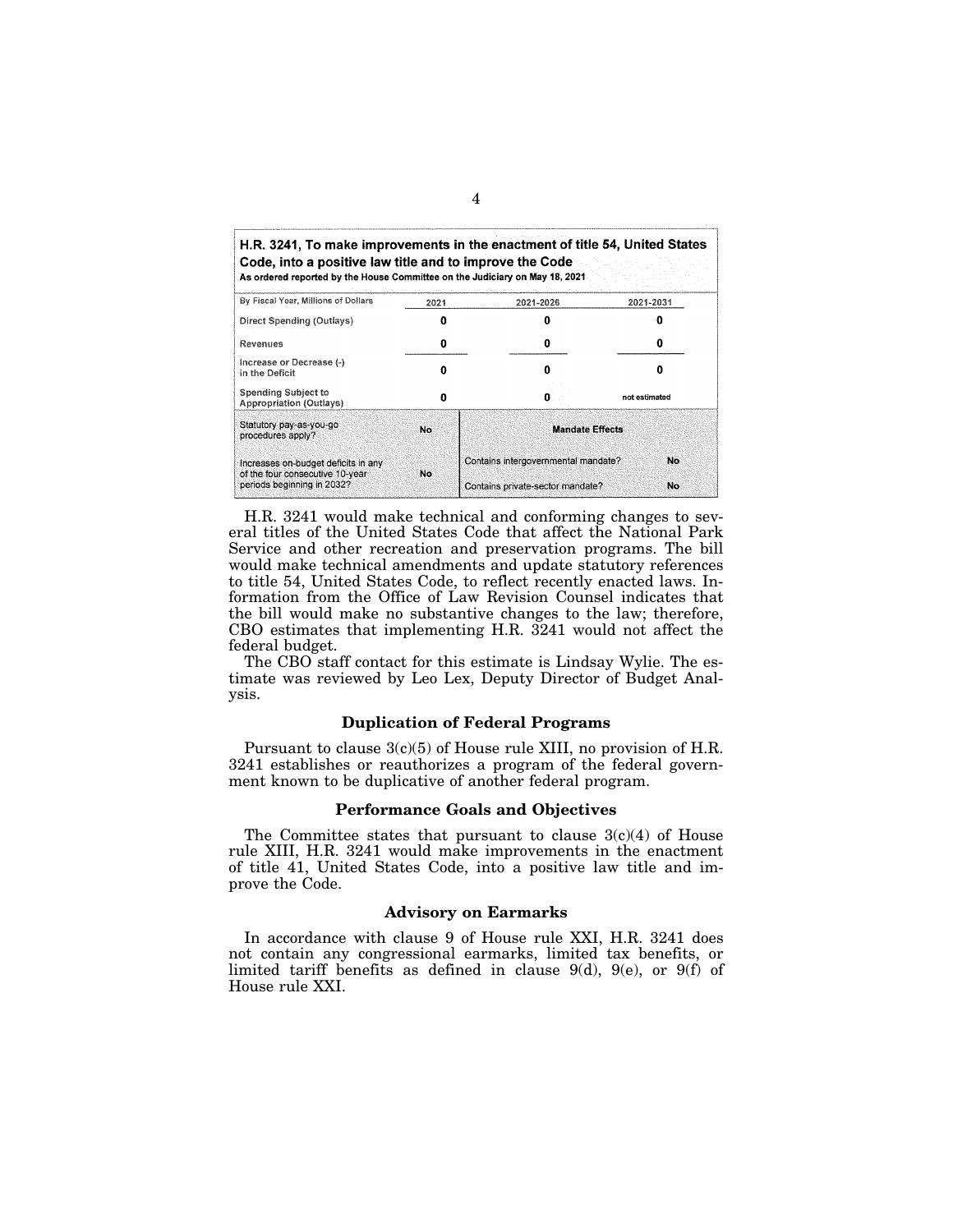**H.R. 3241, To make improvements in the enactment of title 54, United States Code, into a positive law title and to improve the Code**
**As ordered reported by the House Committee on the Judiciary on May 18, 2021**

| By Fiscal Year, Millions of Dollars | 2021 | 2021-2026 | 2021-2031 |
|---|---|---|---|
| Direct Spending (Outlays) | 0 | 0 | 0 |
| Revenues | 0 | 0 | 0 |
| Increase or Decrease (-) in the Deficit | 0 | 0 | 0 |
| Spending Subject to Appropriation (Outlays) | 0 | 0 | not estimated |

| | | Mandate Effects | |
|---|---|---|---|
| Statutory pay-as-you-go procedures apply? | No | | |
| Increases on-budget deficits in any of the four consecutive 10-year periods beginning in 2032? | No | Contains intergovernmental mandate? | No |
| | | Contains private-sector mandate? | No |

H.R. 3241 would make technical and conforming changes to several titles of the United States Code that affect the National Park Service and other recreation and preservation programs. The bill would make technical amendments and update statutory references to title 54, United States Code, to reflect recently enacted laws. Information from the Office of Law Revision Counsel indicates that the bill would make no substantive changes to the law; therefore, CBO estimates that implementing H.R. 3241 would not affect the federal budget.

The CBO staff contact for this estimate is Lindsay Wylie. The estimate was reviewed by Leo Lex, Deputy Director of Budget Analysis.

### Duplication of Federal Programs

Pursuant to clause 3(c)(5) of House rule XIII, no provision of H.R. 3241 establishes or reauthorizes a program of the federal government known to be duplicative of another federal program.

### Performance Goals and Objectives

The Committee states that pursuant to clause 3(c)(4) of House rule XIII, H.R. 3241 would make improvements in the enactment of title 41, United States Code, into a positive law title and improve the Code.

### Advisory on Earmarks

In accordance with clause 9 of House rule XXI, H.R. 3241 does not contain any congressional earmarks, limited tax benefits, or limited tariff benefits as defined in clause 9(d), 9(e), or 9(f) of House rule XXI.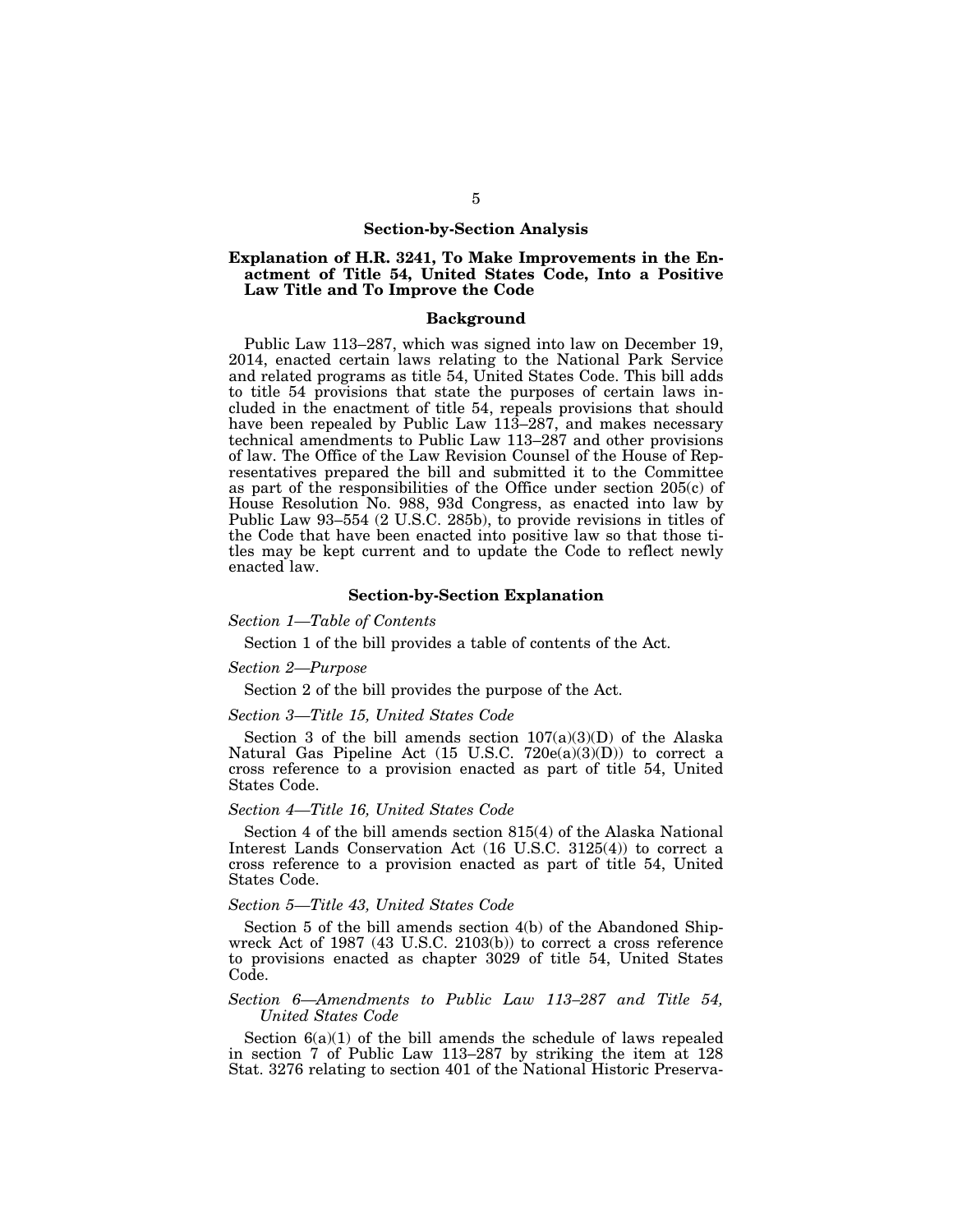## Section-by-Section Analysis

### Explanation of H.R. 3241, To Make Improvements in the Enactment of Title 54, United States Code, Into a Positive Law Title and To Improve the Code

#### Background

Public Law 113–287, which was signed into law on December 19, 2014, enacted certain laws relating to the National Park Service and related programs as title 54, United States Code. This bill adds to title 54 provisions that state the purposes of certain laws included in the enactment of title 54, repeals provisions that should have been repealed by Public Law 113–287, and makes necessary technical amendments to Public Law 113–287 and other provisions of law. The Office of the Law Revision Counsel of the House of Representatives prepared the bill and submitted it to the Committee as part of the responsibilities of the Office under section 205(c) of House Resolution No. 988, 93d Congress, as enacted into law by Public Law 93–554 (2 U.S.C. 285b), to provide revisions in titles of the Code that have been enacted into positive law so that those titles may be kept current and to update the Code to reflect newly enacted law.

#### Section-by-Section Explanation

*Section 1—Table of Contents*

Section 1 of the bill provides a table of contents of the Act.

*Section 2—Purpose*

Section 2 of the bill provides the purpose of the Act.

*Section 3—Title 15, United States Code*

Section 3 of the bill amends section 107(a)(3)(D) of the Alaska Natural Gas Pipeline Act (15 U.S.C. 720e(a)(3)(D)) to correct a cross reference to a provision enacted as part of title 54, United States Code.

*Section 4—Title 16, United States Code*

Section 4 of the bill amends section 815(4) of the Alaska National Interest Lands Conservation Act (16 U.S.C. 3125(4)) to correct a cross reference to a provision enacted as part of title 54, United States Code.

*Section 5—Title 43, United States Code*

Section 5 of the bill amends section 4(b) of the Abandoned Shipwreck Act of 1987 (43 U.S.C. 2103(b)) to correct a cross reference to provisions enacted as chapter 3029 of title 54, United States Code.

*Section 6—Amendments to Public Law 113–287 and Title 54, United States Code*

Section 6(a)(1) of the bill amends the schedule of laws repealed in section 7 of Public Law 113–287 by striking the item at 128 Stat. 3276 relating to section 401 of the National Historic Preserva-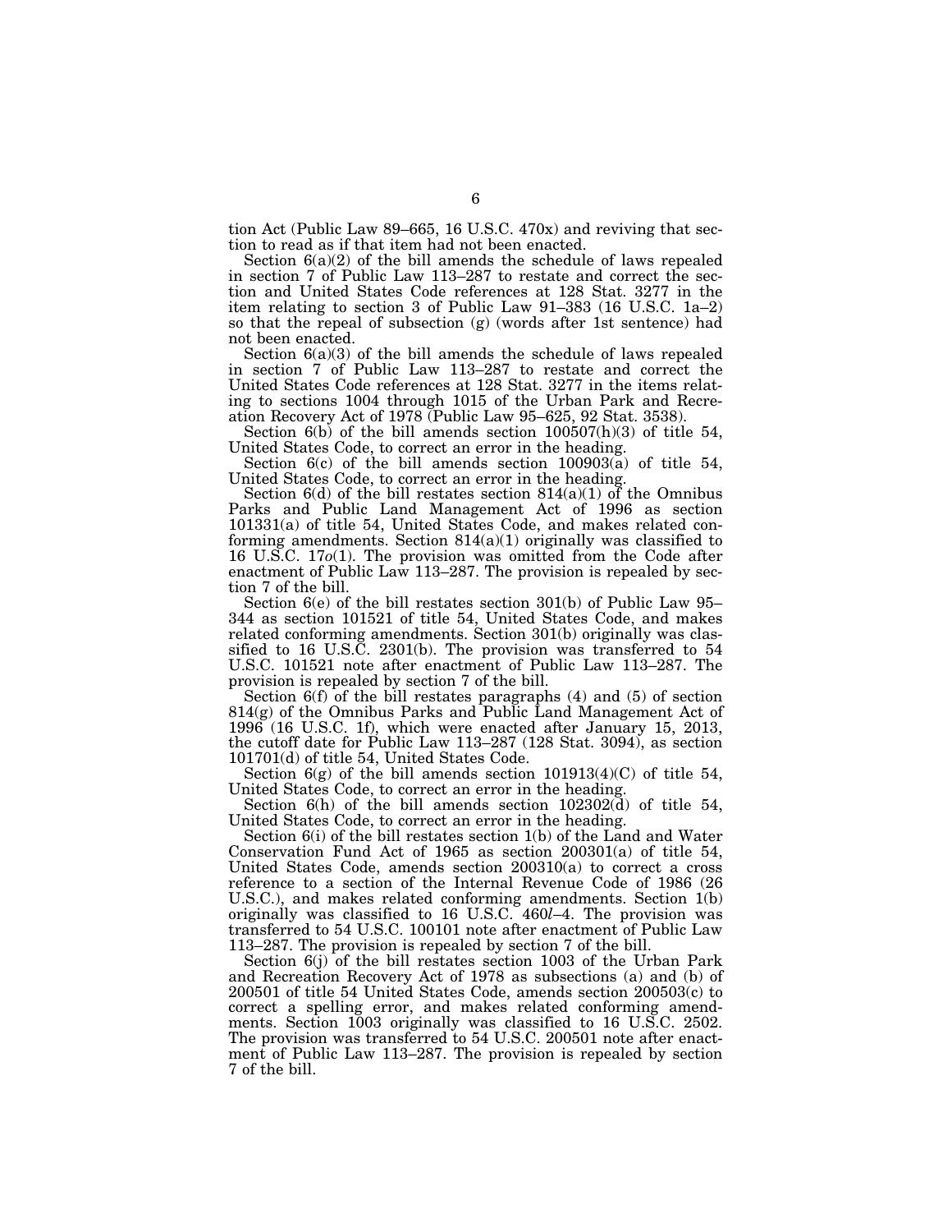tion Act (Public Law 89–665, 16 U.S.C. 470x) and reviving that section to read as if that item had not been enacted.

Section 6(a)(2) of the bill amends the schedule of laws repealed in section 7 of Public Law 113–287 to restate and correct the section and United States Code references at 128 Stat. 3277 in the item relating to section 3 of Public Law 91–383 (16 U.S.C. 1a–2) so that the repeal of subsection (g) (words after 1st sentence) had not been enacted.

Section 6(a)(3) of the bill amends the schedule of laws repealed in section 7 of Public Law 113–287 to restate and correct the United States Code references at 128 Stat. 3277 in the items relating to sections 1004 through 1015 of the Urban Park and Recreation Recovery Act of 1978 (Public Law 95–625, 92 Stat. 3538).

Section 6(b) of the bill amends section 100507(h)(3) of title 54, United States Code, to correct an error in the heading.

Section 6(c) of the bill amends section 100903(a) of title 54, United States Code, to correct an error in the heading.

Section 6(d) of the bill restates section 814(a)(1) of the Omnibus Parks and Public Land Management Act of 1996 as section 101331(a) of title 54, United States Code, and makes related conforming amendments. Section 814(a)(1) originally was classified to 16 U.S.C. 17*o*(1). The provision was omitted from the Code after enactment of Public Law 113–287. The provision is repealed by section 7 of the bill.

Section 6(e) of the bill restates section 301(b) of Public Law 95–344 as section 101521 of title 54, United States Code, and makes related conforming amendments. Section 301(b) originally was classified to 16 U.S.C. 2301(b). The provision was transferred to 54 U.S.C. 101521 note after enactment of Public Law 113–287. The provision is repealed by section 7 of the bill.

Section 6(f) of the bill restates paragraphs (4) and (5) of section 814(g) of the Omnibus Parks and Public Land Management Act of 1996 (16 U.S.C. 1f), which were enacted after January 15, 2013, the cutoff date for Public Law 113–287 (128 Stat. 3094), as section 101701(d) of title 54, United States Code.

Section 6(g) of the bill amends section 101913(4)(C) of title 54, United States Code, to correct an error in the heading.

Section 6(h) of the bill amends section 102302(d) of title 54, United States Code, to correct an error in the heading.

Section 6(i) of the bill restates section 1(b) of the Land and Water Conservation Fund Act of 1965 as section 200301(a) of title 54, United States Code, amends section 200310(a) to correct a cross reference to a section of the Internal Revenue Code of 1986 (26 U.S.C.), and makes related conforming amendments. Section 1(b) originally was classified to 16 U.S.C. 460*l*–4. The provision was transferred to 54 U.S.C. 100101 note after enactment of Public Law 113–287. The provision is repealed by section 7 of the bill.

Section 6(j) of the bill restates section 1003 of the Urban Park and Recreation Recovery Act of 1978 as subsections (a) and (b) of 200501 of title 54 United States Code, amends section 200503(c) to correct a spelling error, and makes related conforming amendments. Section 1003 originally was classified to 16 U.S.C. 2502. The provision was transferred to 54 U.S.C. 200501 note after enactment of Public Law 113–287. The provision is repealed by section 7 of the bill.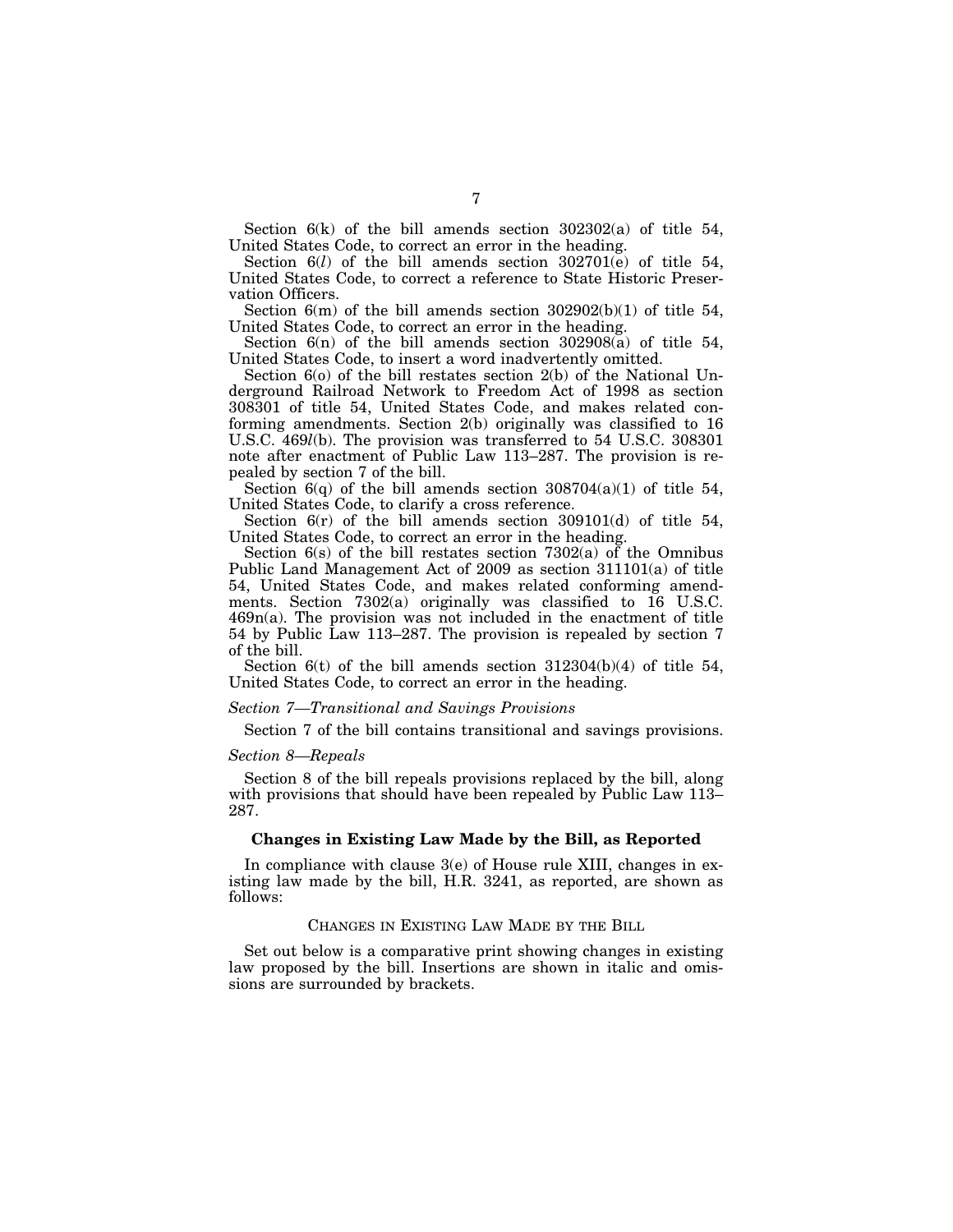Section 6(k) of the bill amends section 302302(a) of title 54, United States Code, to correct an error in the heading.

Section 6(*l*) of the bill amends section 302701(e) of title 54, United States Code, to correct a reference to State Historic Preservation Officers.

Section 6(m) of the bill amends section 302902(b)(1) of title 54, United States Code, to correct an error in the heading.

Section 6(n) of the bill amends section 302908(a) of title 54, United States Code, to insert a word inadvertently omitted.

Section 6(o) of the bill restates section 2(b) of the National Underground Railroad Network to Freedom Act of 1998 as section 308301 of title 54, United States Code, and makes related conforming amendments. Section 2(b) originally was classified to 16 U.S.C. 469*l*(b). The provision was transferred to 54 U.S.C. 308301 note after enactment of Public Law 113–287. The provision is repealed by section 7 of the bill.

Section 6(q) of the bill amends section 308704(a)(1) of title 54, United States Code, to clarify a cross reference.

Section 6(r) of the bill amends section 309101(d) of title 54, United States Code, to correct an error in the heading.

Section 6(s) of the bill restates section 7302(a) of the Omnibus Public Land Management Act of 2009 as section 311101(a) of title 54, United States Code, and makes related conforming amendments. Section 7302(a) originally was classified to 16 U.S.C. 469n(a). The provision was not included in the enactment of title 54 by Public Law 113–287. The provision is repealed by section 7 of the bill.

Section 6(t) of the bill amends section 312304(b)(4) of title 54, United States Code, to correct an error in the heading.

*Section 7—Transitional and Savings Provisions*

Section 7 of the bill contains transitional and savings provisions.

*Section 8—Repeals*

Section 8 of the bill repeals provisions replaced by the bill, along with provisions that should have been repealed by Public Law 113–287.

## Changes in Existing Law Made by the Bill, as Reported

In compliance with clause 3(e) of House rule XIII, changes in existing law made by the bill, H.R. 3241, as reported, are shown as follows:

### CHANGES IN EXISTING LAW MADE BY THE BILL

Set out below is a comparative print showing changes in existing law proposed by the bill. Insertions are shown in italic and omissions are surrounded by brackets.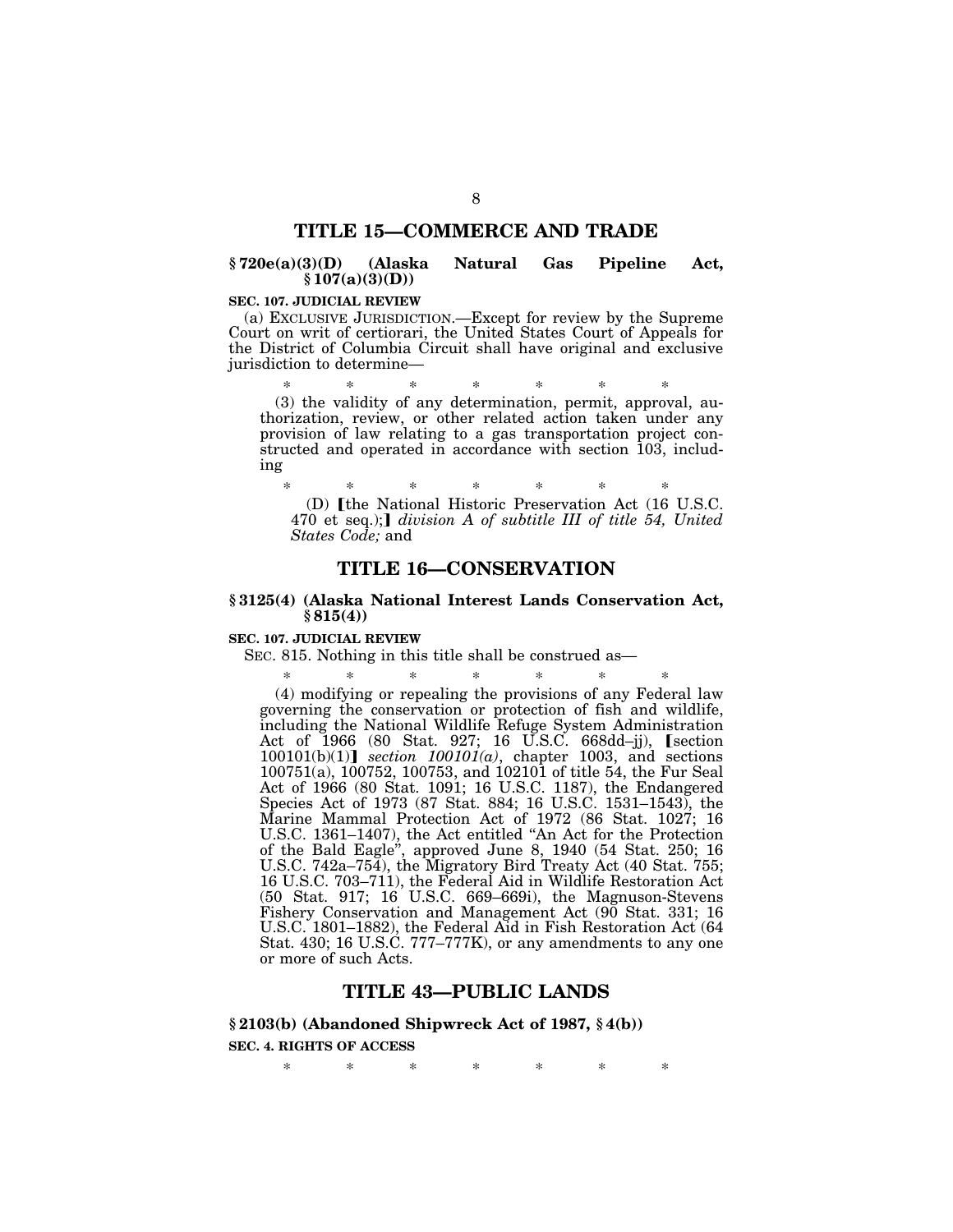## TITLE 15—COMMERCE AND TRADE

### § 720e(a)(3)(D) (Alaska Natural Gas Pipeline Act, § 107(a)(3)(D))

**SEC. 107. JUDICIAL REVIEW**

(a) EXCLUSIVE JURISDICTION.—Except for review by the Supreme Court on writ of certiorari, the United States Court of Appeals for the District of Columbia Circuit shall have original and exclusive jurisdiction to determine—

\* \* \* \* \* \* \*

(3) the validity of any determination, permit, approval, authorization, review, or other related action taken under any provision of law relating to a gas transportation project constructed and operated in accordance with section 103, including

\* \* \* \* \* \* \*

(D) ⟦the National Historic Preservation Act (16 U.S.C. 470 et seq.);⟧ *division A of subtitle III of title 54, United States Code;* and

## TITLE 16—CONSERVATION

### § 3125(4) (Alaska National Interest Lands Conservation Act, § 815(4))

**SEC. 107. JUDICIAL REVIEW**

SEC. 815. Nothing in this title shall be construed as—

\* \* \* \* \* \* \*

(4) modifying or repealing the provisions of any Federal law governing the conservation or protection of fish and wildlife, including the National Wildlife Refuge System Administration Act of 1966 (80 Stat. 927; 16 U.S.C. 668dd–jj), ⟦section 100101(b)(1)⟧ *section 100101(a)*, chapter 1003, and sections 100751(a), 100752, 100753, and 102101 of title 54, the Fur Seal Act of 1966 (80 Stat. 1091; 16 U.S.C. 1187), the Endangered Species Act of 1973 (87 Stat. 884; 16 U.S.C. 1531–1543), the Marine Mammal Protection Act of 1972 (86 Stat. 1027; 16 U.S.C. 1361–1407), the Act entitled "An Act for the Protection of the Bald Eagle", approved June 8, 1940 (54 Stat. 250; 16 U.S.C. 742a–754), the Migratory Bird Treaty Act (40 Stat. 755; 16 U.S.C. 703–711), the Federal Aid in Wildlife Restoration Act (50 Stat. 917; 16 U.S.C. 669–669i), the Magnuson-Stevens Fishery Conservation and Management Act (90 Stat. 331; 16 U.S.C. 1801–1882), the Federal Aid in Fish Restoration Act (64 Stat. 430; 16 U.S.C. 777–777K), or any amendments to any one or more of such Acts.

## TITLE 43—PUBLIC LANDS

### § 2103(b) (Abandoned Shipwreck Act of 1987, § 4(b))

**SEC. 4. RIGHTS OF ACCESS**

\* \* \* \* \* \* \*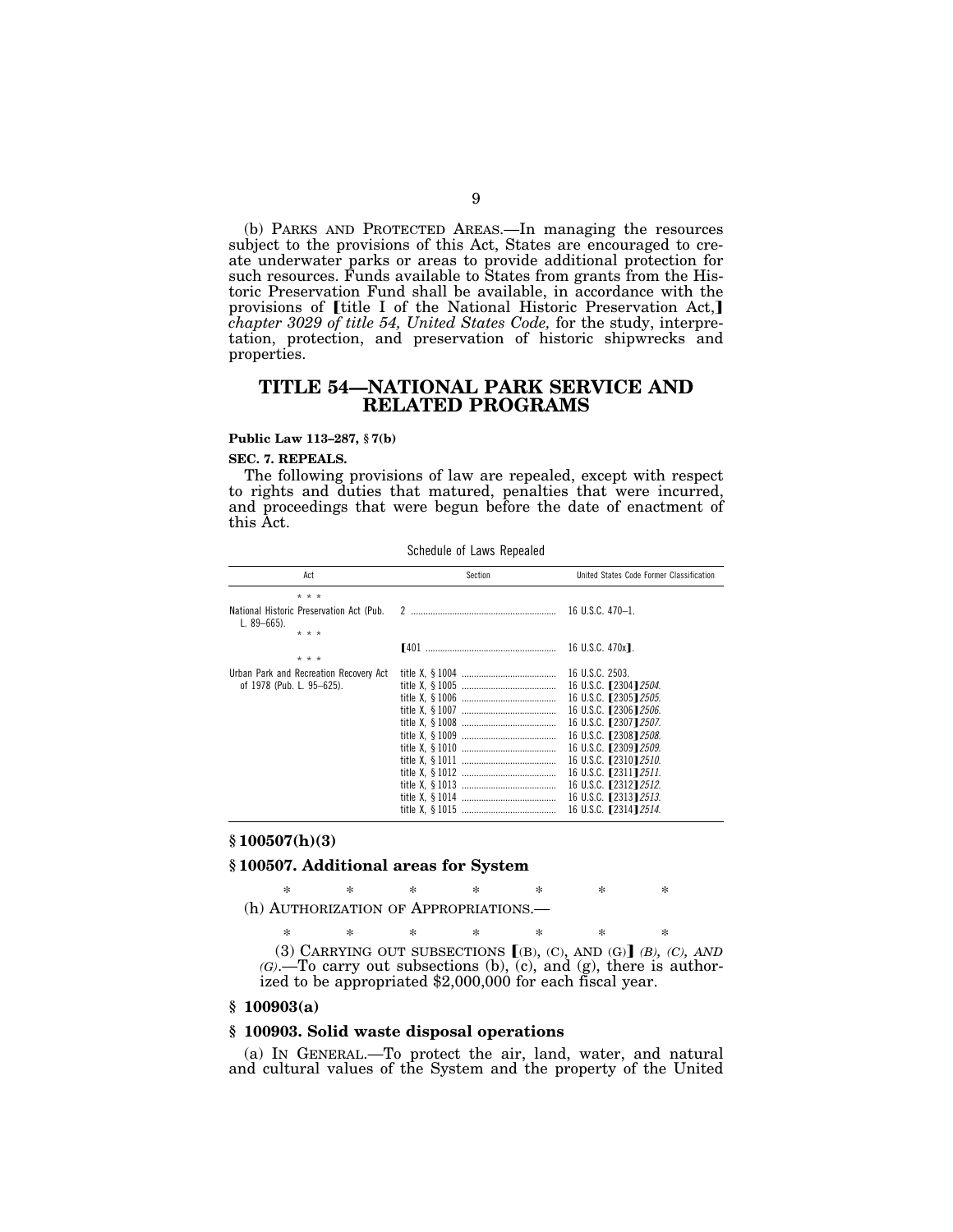(b) PARKS AND PROTECTED AREAS.—In managing the resources subject to the provisions of this Act, States are encouraged to create underwater parks or areas to provide additional protection for such resources. Funds available to States from grants from the Historic Preservation Fund shall be available, in accordance with the provisions of [title I of the National Historic Preservation Act,] *chapter 3029 of title 54, United States Code,* for the study, interpretation, protection, and preservation of historic shipwrecks and properties.

# TITLE 54—NATIONAL PARK SERVICE AND RELATED PROGRAMS

**Public Law 113–287, § 7(b)**

**SEC. 7. REPEALS.**

The following provisions of law are repealed, except with respect to rights and duties that matured, penalties that were incurred, and proceedings that were begun before the date of enactment of this Act.

Schedule of Laws Repealed

| Act | Section | United States Code Former Classification |
|---|---|---|
| * * * | | |
| National Historic Preservation Act (Pub. L. 89–665). | 2 | 16 U.S.C. 470–1. |
| * * * | | |
| | [401 | 16 U.S.C. 470x]. |
| * * * | | |
| Urban Park and Recreation Recovery Act of 1978 (Pub. L. 95–625). | title X, § 1004 | 16 U.S.C. 2503. |
| | title X, § 1005 | 16 U.S.C. [2304] *2504.* |
| | title X, § 1006 | 16 U.S.C. [2305] *2505.* |
| | title X, § 1007 | 16 U.S.C. [2306] *2506.* |
| | title X, § 1008 | 16 U.S.C. [2307] *2507.* |
| | title X, § 1009 | 16 U.S.C. [2308] *2508.* |
| | title X, § 1010 | 16 U.S.C. [2309] *2509.* |
| | title X, § 1011 | 16 U.S.C. [2310] *2510.* |
| | title X, § 1012 | 16 U.S.C. [2311] *2511.* |
| | title X, § 1013 | 16 U.S.C. [2312] *2512.* |
| | title X, § 1014 | 16 U.S.C. [2313] *2513.* |
| | title X, § 1015 | 16 U.S.C. [2314] *2514.* |

### § 100507(h)(3)

### § 100507. Additional areas for System

\* \* \* \* \* \* \*

(h) AUTHORIZATION OF APPROPRIATIONS.—

\* \* \* \* \* \* \*

(3) CARRYING OUT SUBSECTIONS [(B), (C), AND (G)] *(B), (C), AND (G)*.—To carry out subsections (b), (c), and (g), there is authorized to be appropriated $2,000,000 for each fiscal year.

### § 100903(a)

### § 100903. Solid waste disposal operations

(a) IN GENERAL.—To protect the air, land, water, and natural and cultural values of the System and the property of the United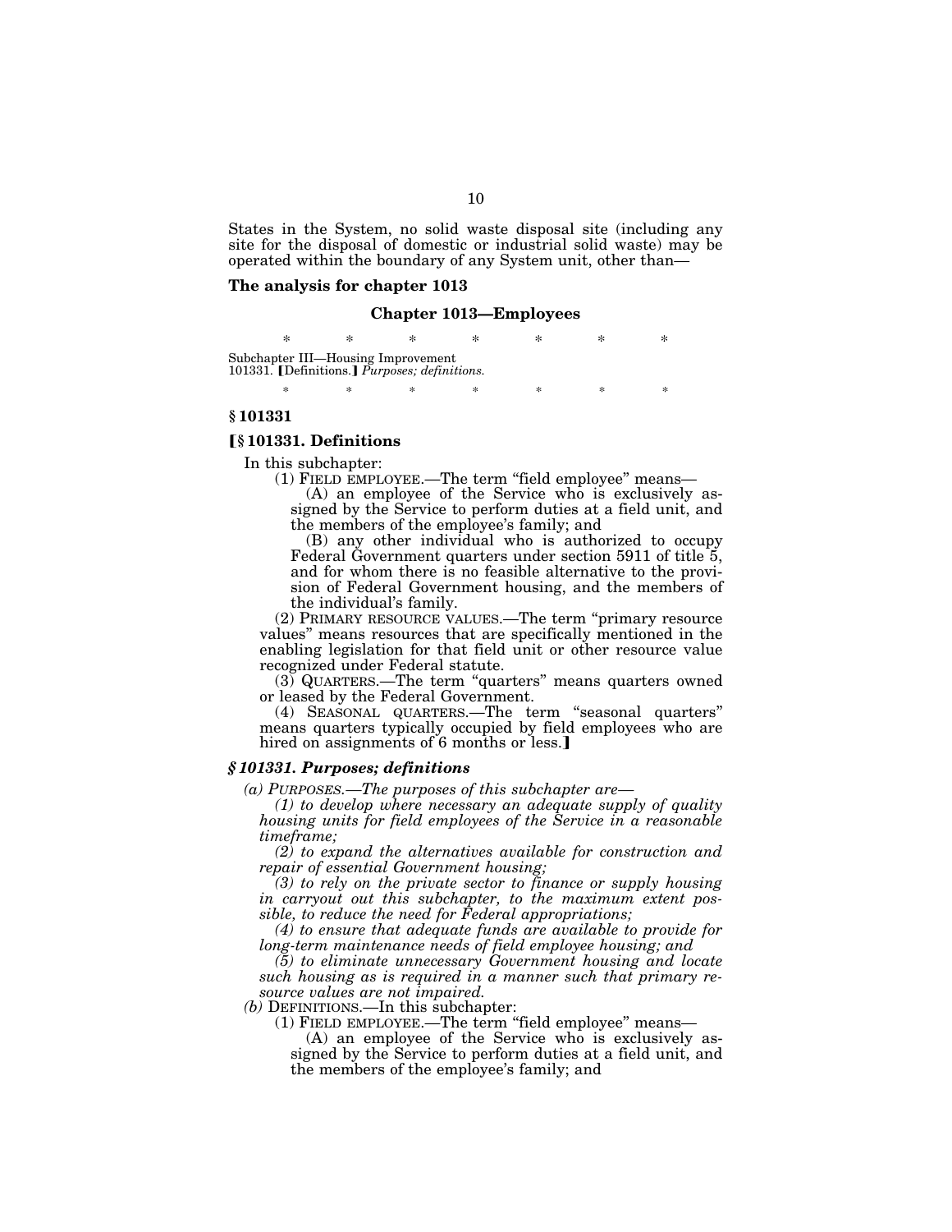States in the System, no solid waste disposal site (including any site for the disposal of domestic or industrial solid waste) may be operated within the boundary of any System unit, other than—

**The analysis for chapter 1013**

**Chapter 1013—Employees**

\* \* \* \* \* \* \*

Subchapter III—Housing Improvement
101331. ⟦Definitions.⟧ *Purposes; definitions.*

\* \* \* \* \* \* \*

**§ 101331**

**⟦§ 101331. Definitions**

In this subchapter:

(1) FIELD EMPLOYEE.—The term "field employee" means—

(A) an employee of the Service who is exclusively assigned by the Service to perform duties at a field unit, and the members of the employee's family; and

(B) any other individual who is authorized to occupy Federal Government quarters under section 5911 of title 5, and for whom there is no feasible alternative to the provision of Federal Government housing, and the members of the individual's family.

(2) PRIMARY RESOURCE VALUES.—The term "primary resource values" means resources that are specifically mentioned in the enabling legislation for that field unit or other resource value recognized under Federal statute.

(3) QUARTERS.—The term "quarters" means quarters owned or leased by the Federal Government.

(4) SEASONAL QUARTERS.—The term "seasonal quarters" means quarters typically occupied by field employees who are hired on assignments of 6 months or less.⟧

***§ 101331. Purposes; definitions***

*(a) PURPOSES.—The purposes of this subchapter are—*

*(1) to develop where necessary an adequate supply of quality housing units for field employees of the Service in a reasonable timeframe;*

*(2) to expand the alternatives available for construction and repair of essential Government housing;*

*(3) to rely on the private sector to finance or supply housing in carryout out this subchapter, to the maximum extent possible, to reduce the need for Federal appropriations;*

*(4) to ensure that adequate funds are available to provide for long-term maintenance needs of field employee housing; and*

*(5) to eliminate unnecessary Government housing and locate such housing as is required in a manner such that primary resource values are not impaired.*

*(b)* DEFINITIONS.—In this subchapter:

(1) FIELD EMPLOYEE.—The term "field employee" means—

(A) an employee of the Service who is exclusively assigned by the Service to perform duties at a field unit, and the members of the employee's family; and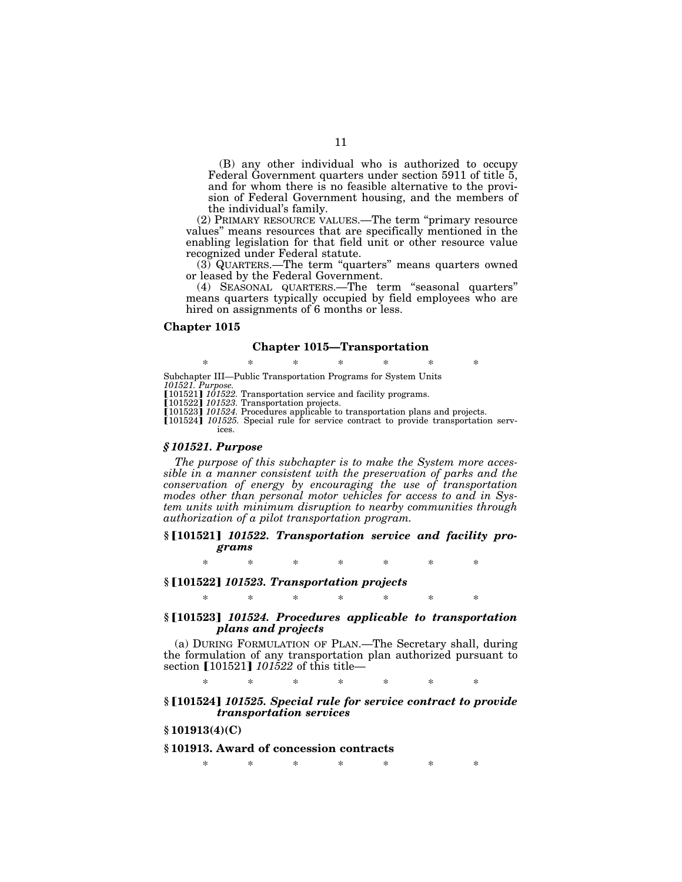(B) any other individual who is authorized to occupy Federal Government quarters under section 5911 of title 5, and for whom there is no feasible alternative to the provision of Federal Government housing, and the members of the individual's family.

(2) PRIMARY RESOURCE VALUES.—The term "primary resource values" means resources that are specifically mentioned in the enabling legislation for that field unit or other resource value recognized under Federal statute.

(3) QUARTERS.—The term "quarters" means quarters owned or leased by the Federal Government.

(4) SEASONAL QUARTERS.—The term "seasonal quarters" means quarters typically occupied by field employees who are hired on assignments of 6 months or less.

**Chapter 1015**

### Chapter 1015—Transportation

\* \* \* \* \* \* \*

Subchapter III—Public Transportation Programs for System Units
*101521. Purpose.*
[101521] *101522.* Transportation service and facility programs.
[101522] *101523.* Transportation projects.
[101523] *101524.* Procedures applicable to transportation plans and projects.
[101524] *101525.* Special rule for service contract to provide transportation services.

### *§ 101521. Purpose*

*The purpose of this subchapter is to make the System more accessible in a manner consistent with the preservation of parks and the conservation of energy by encouraging the use of transportation modes other than personal motor vehicles for access to and in System units with minimum disruption to nearby communities through authorization of a pilot transportation program.*

### § [101521] *101522. Transportation service and facility programs*

\* \* \* \* \* \* \*

### § [101522] *101523. Transportation projects*

\* \* \* \* \* \* \*

### § [101523] *101524. Procedures applicable to transportation plans and projects*

(a) DURING FORMULATION OF PLAN.—The Secretary shall, during the formulation of any transportation plan authorized pursuant to section [101521] *101522* of this title—

\* \* \* \* \* \* \*

### § [101524] *101525. Special rule for service contract to provide transportation services*

**§ 101913(4)(C)**

### § 101913. Award of concession contracts

\* \* \* \* \* \* \*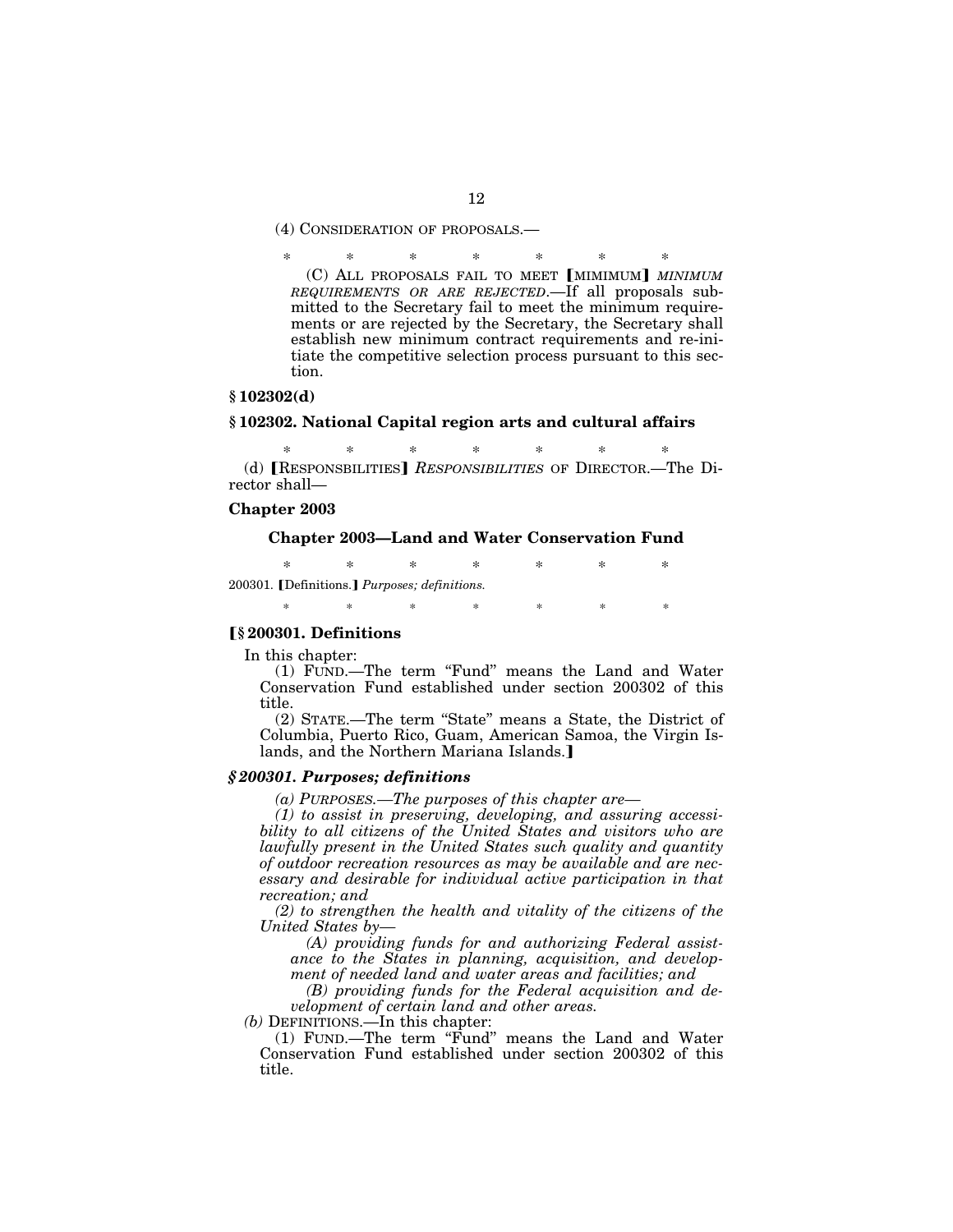(4) CONSIDERATION OF PROPOSALS.—

\* \* \* \* \* \* \*

(C) ALL PROPOSALS FAIL TO MEET [MIMIMUM] *MINIMUM REQUIREMENTS OR ARE REJECTED*.—If all proposals submitted to the Secretary fail to meet the minimum requirements or are rejected by the Secretary, the Secretary shall establish new minimum contract requirements and re-initiate the competitive selection process pursuant to this section.

**§ 102302(d)**

**§ 102302. National Capital region arts and cultural affairs**

\* \* \* \* \* \* \*

(d) [RESPONSBILITIES] *RESPONSIBILITIES* OF DIRECTOR.—The Director shall—

**Chapter 2003**

**Chapter 2003—Land and Water Conservation Fund**

\* \* \* \* \* \* \*

200301. [Definitions.] *Purposes; definitions.*

\* \* \* \* \* \* \*

**[§ 200301. Definitions**

In this chapter:

(1) FUND.—The term "Fund" means the Land and Water Conservation Fund established under section 200302 of this title.

(2) STATE.—The term "State" means a State, the District of Columbia, Puerto Rico, Guam, American Samoa, the Virgin Islands, and the Northern Mariana Islands.]

***§ 200301. Purposes; definitions***

*(a) PURPOSES.—The purposes of this chapter are—*

*(1) to assist in preserving, developing, and assuring accessibility to all citizens of the United States and visitors who are lawfully present in the United States such quality and quantity of outdoor recreation resources as may be available and are necessary and desirable for individual active participation in that recreation; and*

*(2) to strengthen the health and vitality of the citizens of the United States by—*

*(A) providing funds for and authorizing Federal assistance to the States in planning, acquisition, and development of needed land and water areas and facilities; and*

*(B) providing funds for the Federal acquisition and development of certain land and other areas.*

*(b)* DEFINITIONS.—In this chapter:

(1) FUND.—The term "Fund" means the Land and Water Conservation Fund established under section 200302 of this title.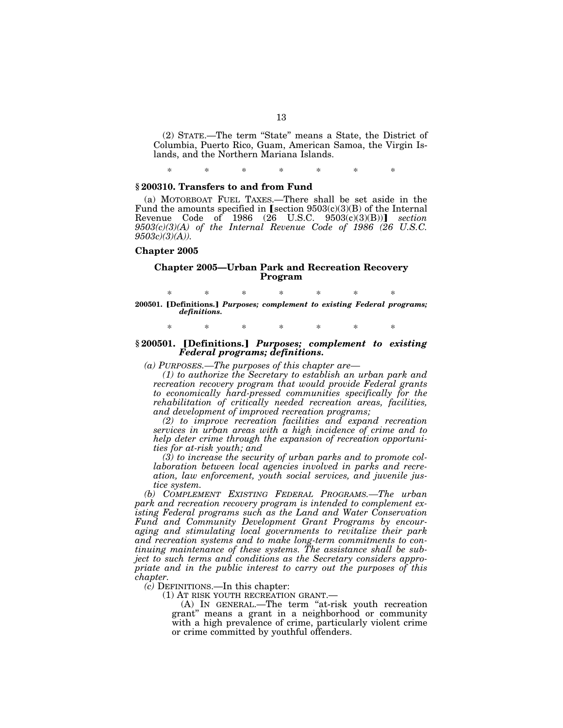(2) STATE.—The term "State" means a State, the District of Columbia, Puerto Rico, Guam, American Samoa, the Virgin Islands, and the Northern Mariana Islands.

\* \* \* \* \* \* \*

### § 200310. Transfers to and from Fund

(a) MOTORBOAT FUEL TAXES.—There shall be set aside in the Fund the amounts specified in [section 9503(c)(3)(B) of the Internal Revenue Code of 1986 (26 U.S.C. 9503(c)(3)(B))] *section 9503(c)(3)(A) of the Internal Revenue Code of 1986 (26 U.S.C. 9503c)(3)(A)).*

### Chapter 2005

### Chapter 2005—Urban Park and Recreation Recovery Program

\* \* \* \* \* \* \*

**200501. [Definitions.]** ***Purposes; complement to existing Federal programs; definitions.***

\* \* \* \* \* \* \*

### § 200501. [Definitions.] *Purposes; complement to existing Federal programs; definitions.*

*(a) PURPOSES.—The purposes of this chapter are—*

*(1) to authorize the Secretary to establish an urban park and recreation recovery program that would provide Federal grants to economically hard-pressed communities specifically for the rehabilitation of critically needed recreation areas, facilities, and development of improved recreation programs;*

*(2) to improve recreation facilities and expand recreation services in urban areas with a high incidence of crime and to help deter crime through the expansion of recreation opportunities for at-risk youth; and*

*(3) to increase the security of urban parks and to promote collaboration between local agencies involved in parks and recreation, law enforcement, youth social services, and juvenile justice system.*

*(b) COMPLEMENT EXISTING FEDERAL PROGRAMS.—The urban park and recreation recovery program is intended to complement existing Federal programs such as the Land and Water Conservation Fund and Community Development Grant Programs by encouraging and stimulating local governments to revitalize their park and recreation systems and to make long-term commitments to continuing maintenance of these systems. The assistance shall be subject to such terms and conditions as the Secretary considers appropriate and in the public interest to carry out the purposes of this chapter.*

*(c)* DEFINITIONS.—In this chapter:

(1) AT RISK YOUTH RECREATION GRANT.—

(A) IN GENERAL.—The term "at-risk youth recreation grant" means a grant in a neighborhood or community with a high prevalence of crime, particularly violent crime or crime committed by youthful offenders.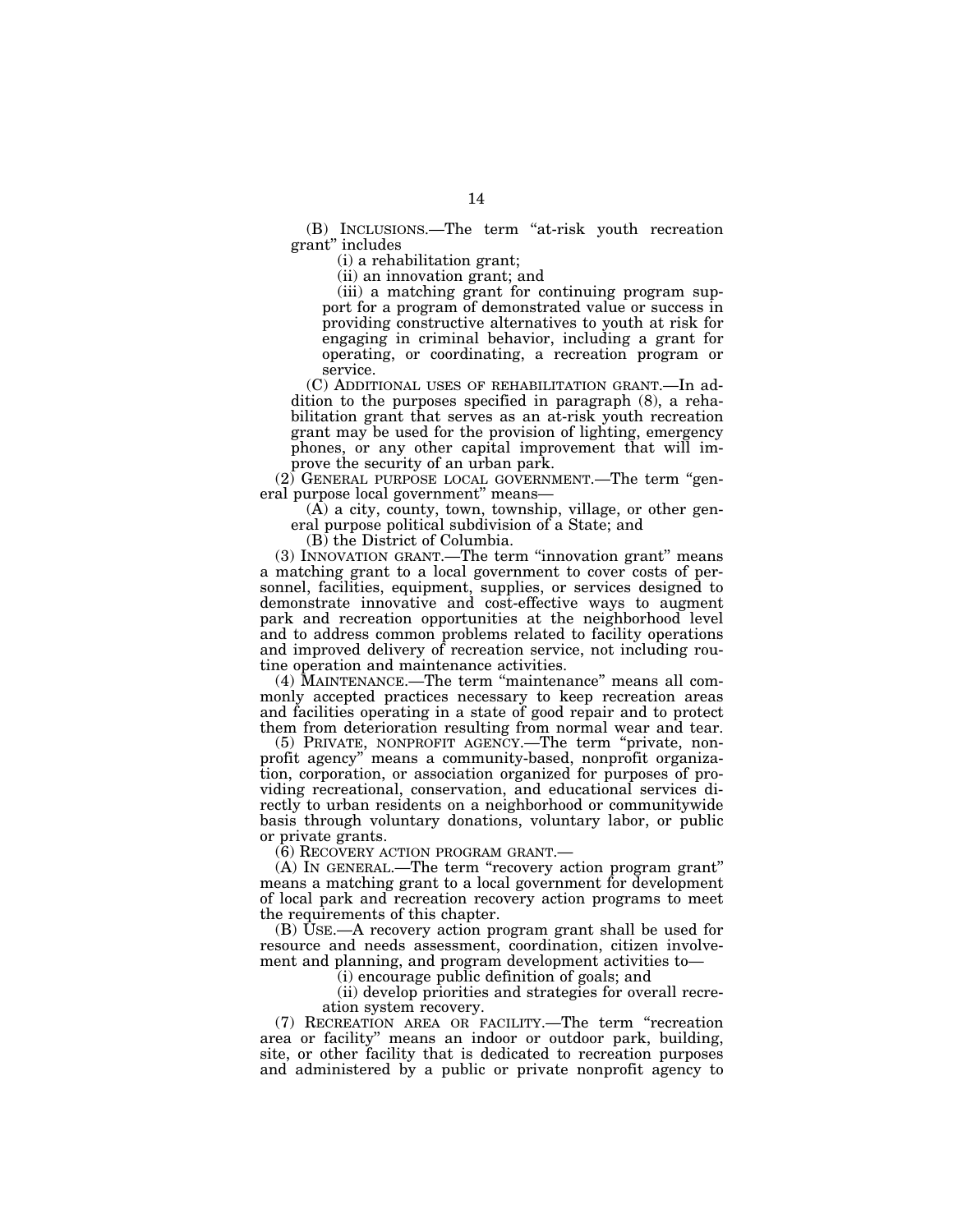(B) INCLUSIONS.—The term "at-risk youth recreation grant" includes

(i) a rehabilitation grant;

(ii) an innovation grant; and

(iii) a matching grant for continuing program support for a program of demonstrated value or success in providing constructive alternatives to youth at risk for engaging in criminal behavior, including a grant for operating, or coordinating, a recreation program or service.

(C) ADDITIONAL USES OF REHABILITATION GRANT.—In addition to the purposes specified in paragraph (8), a rehabilitation grant that serves as an at-risk youth recreation grant may be used for the provision of lighting, emergency phones, or any other capital improvement that will improve the security of an urban park.

(2) GENERAL PURPOSE LOCAL GOVERNMENT.—The term "general purpose local government" means—

(A) a city, county, town, township, village, or other general purpose political subdivision of a State; and

(B) the District of Columbia.

(3) INNOVATION GRANT.—The term "innovation grant" means a matching grant to a local government to cover costs of personnel, facilities, equipment, supplies, or services designed to demonstrate innovative and cost-effective ways to augment park and recreation opportunities at the neighborhood level and to address common problems related to facility operations and improved delivery of recreation service, not including routine operation and maintenance activities.

(4) MAINTENANCE.—The term "maintenance" means all commonly accepted practices necessary to keep recreation areas and facilities operating in a state of good repair and to protect them from deterioration resulting from normal wear and tear.

(5) PRIVATE, NONPROFIT AGENCY.—The term "private, nonprofit agency" means a community-based, nonprofit organization, corporation, or association organized for purposes of providing recreational, conservation, and educational services directly to urban residents on a neighborhood or communitywide basis through voluntary donations, voluntary labor, or public or private grants.

(6) RECOVERY ACTION PROGRAM GRANT.—

(A) IN GENERAL.—The term "recovery action program grant" means a matching grant to a local government for development of local park and recreation recovery action programs to meet the requirements of this chapter.

(B) USE.—A recovery action program grant shall be used for resource and needs assessment, coordination, citizen involvement and planning, and program development activities to—

(i) encourage public definition of goals; and

(ii) develop priorities and strategies for overall recreation system recovery.

(7) RECREATION AREA OR FACILITY.—The term "recreation area or facility" means an indoor or outdoor park, building, site, or other facility that is dedicated to recreation purposes and administered by a public or private nonprofit agency to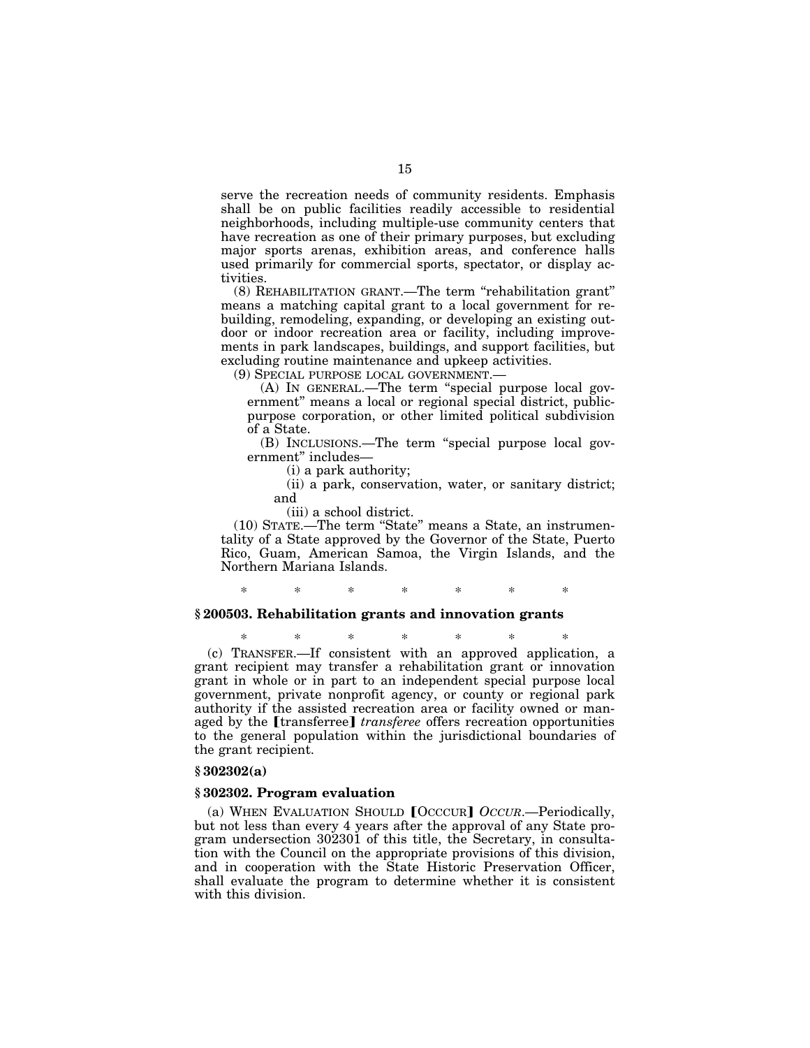serve the recreation needs of community residents. Emphasis shall be on public facilities readily accessible to residential neighborhoods, including multiple-use community centers that have recreation as one of their primary purposes, but excluding major sports arenas, exhibition areas, and conference halls used primarily for commercial sports, spectator, or display activities.

(8) REHABILITATION GRANT.—The term "rehabilitation grant" means a matching capital grant to a local government for rebuilding, remodeling, expanding, or developing an existing outdoor or indoor recreation area or facility, including improvements in park landscapes, buildings, and support facilities, but excluding routine maintenance and upkeep activities.

(9) SPECIAL PURPOSE LOCAL GOVERNMENT.—

(A) IN GENERAL.—The term "special purpose local government" means a local or regional special district, public-purpose corporation, or other limited political subdivision of a State.

(B) INCLUSIONS.—The term "special purpose local government" includes—

(i) a park authority;

(ii) a park, conservation, water, or sanitary district; and

(iii) a school district.

(10) STATE.—The term "State" means a State, an instrumentality of a State approved by the Governor of the State, Puerto Rico, Guam, American Samoa, the Virgin Islands, and the Northern Mariana Islands.

\* \* \* \* \* \* \*

### § 200503. Rehabilitation grants and innovation grants

\* \* \* \* \* \* \*

(c) TRANSFER.—If consistent with an approved application, a grant recipient may transfer a rehabilitation grant or innovation grant in whole or in part to an independent special purpose local government, private nonprofit agency, or county or regional park authority if the assisted recreation area or facility owned or managed by the ⟦transferree⟧ *transferee* offers recreation opportunities to the general population within the jurisdictional boundaries of the grant recipient.

### § 302302(a)

### § 302302. Program evaluation

(a) WHEN EVALUATION SHOULD ⟦OCCCUR⟧ *OCCUR*.—Periodically, but not less than every 4 years after the approval of any State program undersection 302301 of this title, the Secretary, in consultation with the Council on the appropriate provisions of this division, and in cooperation with the State Historic Preservation Officer, shall evaluate the program to determine whether it is consistent with this division.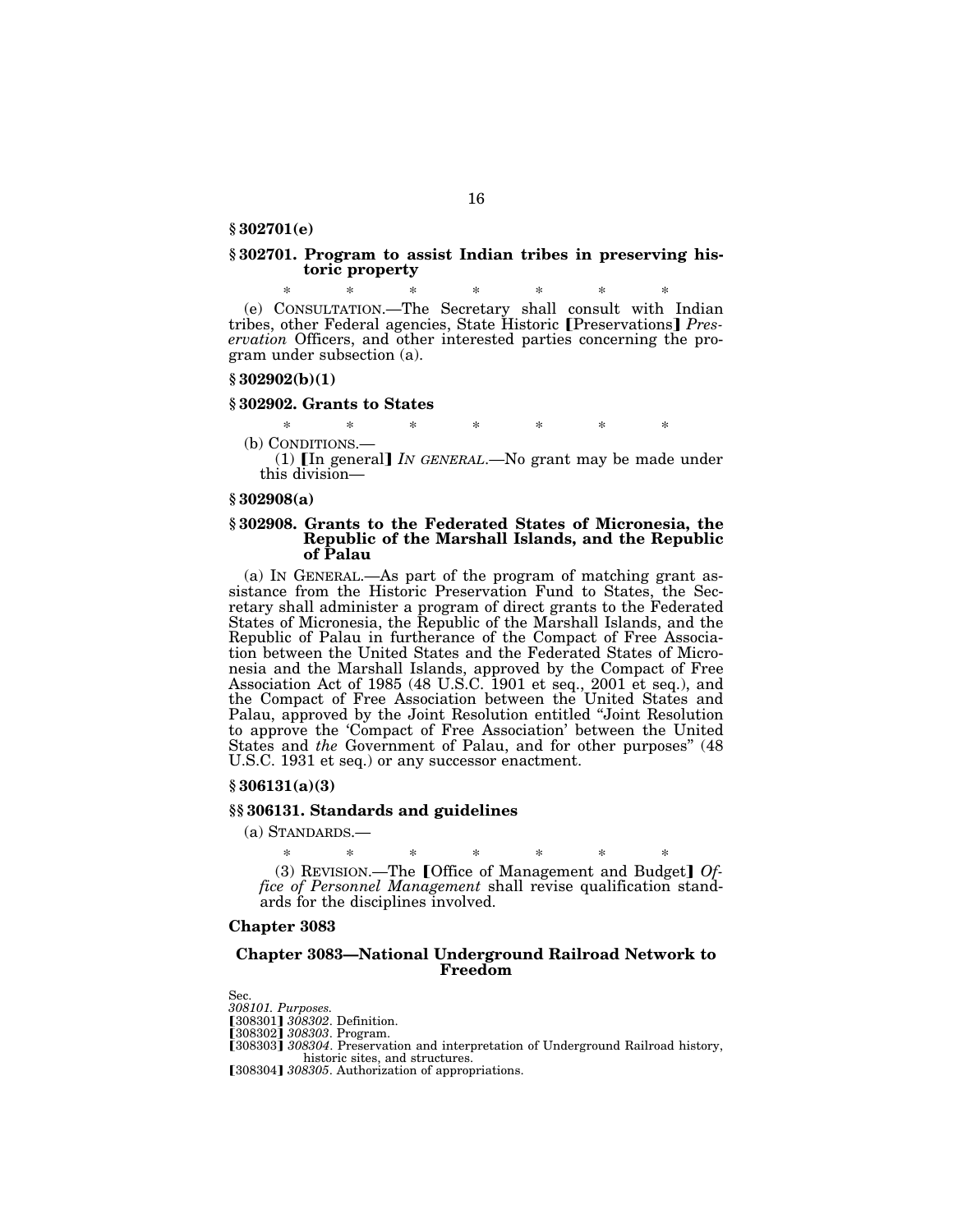**§ 302701(e)**

**§ 302701. Program to assist Indian tribes in preserving historic property**

\* \* \* \* \* \* \*

(e) CONSULTATION.—The Secretary shall consult with Indian tribes, other Federal agencies, State Historic ❲Preservations❳ *Preservation* Officers, and other interested parties concerning the program under subsection (a).

**§ 302902(b)(1)**

**§ 302902. Grants to States**

\* \* \* \* \* \* \*

(b) CONDITIONS.—

(1) ❲In general❳ *IN GENERAL*.—No grant may be made under this division—

**§ 302908(a)**

**§ 302908. Grants to the Federated States of Micronesia, the Republic of the Marshall Islands, and the Republic of Palau**

(a) IN GENERAL.—As part of the program of matching grant assistance from the Historic Preservation Fund to States, the Secretary shall administer a program of direct grants to the Federated States of Micronesia, the Republic of the Marshall Islands, and the Republic of Palau in furtherance of the Compact of Free Association between the United States and the Federated States of Micronesia and the Marshall Islands, approved by the Compact of Free Association Act of 1985 (48 U.S.C. 1901 et seq., 2001 et seq.), and the Compact of Free Association between the United States and Palau, approved by the Joint Resolution entitled "Joint Resolution to approve the 'Compact of Free Association' between the United States and *the* Government of Palau, and for other purposes" (48 U.S.C. 1931 et seq.) or any successor enactment.

**§ 306131(a)(3)**

**§§ 306131. Standards and guidelines**

(a) STANDARDS.—

\* \* \* \* \* \* \*

(3) REVISION.—The ❲Office of Management and Budget❳ *Office of Personnel Management* shall revise qualification standards for the disciplines involved.

**Chapter 3083**

**Chapter 3083—National Underground Railroad Network to Freedom**

Sec.
*308101. Purposes.*
❲308301❳ *308302*. Definition.
❲308302❳ *308303*. Program.
❲308303❳ *308304*. Preservation and interpretation of Underground Railroad history, historic sites, and structures.
❲308304❳ *308305*. Authorization of appropriations.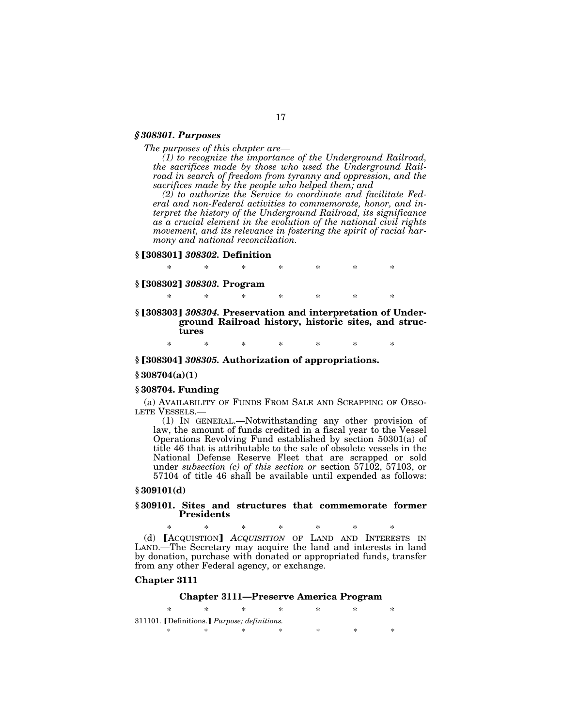***§ 308301. Purposes***

*The purposes of this chapter are—*

*(1) to recognize the importance of the Underground Railroad, the sacrifices made by those who used the Underground Railroad in search of freedom from tyranny and oppression, and the sacrifices made by the people who helped them; and*

*(2) to authorize the Service to coordinate and facilitate Federal and non-Federal activities to commemorate, honor, and interpret the history of the Underground Railroad, its significance as a crucial element in the evolution of the national civil rights movement, and its relevance in fostering the spirit of racial harmony and national reconciliation.*

**§ ⟦308301⟧ *308302.* Definition**

\* \* \* \* \* \* \*

**§ ⟦308302⟧ *308303.* Program**

\* \* \* \* \* \* \*

**§ ⟦308303⟧ *308304.* Preservation and interpretation of Underground Railroad history, historic sites, and structures**

\* \* \* \* \* \* \*

**§ ⟦308304⟧ *308305.* Authorization of appropriations.**

**§ 308704(a)(1)**

**§ 308704. Funding**

(a) AVAILABILITY OF FUNDS FROM SALE AND SCRAPPING OF OBSOLETE VESSELS.—

(1) IN GENERAL.—Notwithstanding any other provision of law, the amount of funds credited in a fiscal year to the Vessel Operations Revolving Fund established by section 50301(a) of title 46 that is attributable to the sale of obsolete vessels in the National Defense Reserve Fleet that are scrapped or sold under *subsection (c) of this section or* section 57102, 57103, or 57104 of title 46 shall be available until expended as follows:

**§ 309101(d)**

**§ 309101. Sites and structures that commemorate former Presidents**

\* \* \* \* \* \* \*

(d) ⟦ACQUISTION⟧ *ACQUISITION* OF LAND AND INTERESTS IN LAND.—The Secretary may acquire the land and interests in land by donation, purchase with donated or appropriated funds, transfer from any other Federal agency, or exchange.

**Chapter 3111**

**Chapter 3111—Preserve America Program**

\* \* \* \* \* \* \*

311101. ⟦Definitions.⟧ *Purpose; definitions.*

\* \* \* \* \* \* \*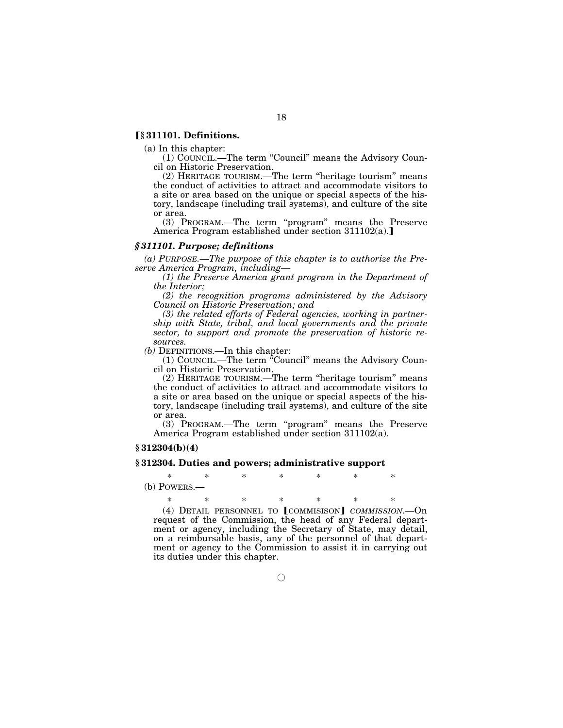**[§ 311101. Definitions.**

(a) In this chapter:

(1) COUNCIL.—The term "Council" means the Advisory Council on Historic Preservation.

(2) HERITAGE TOURISM.—The term "heritage tourism" means the conduct of activities to attract and accommodate visitors to a site or area based on the unique or special aspects of the history, landscape (including trail systems), and culture of the site or area.

(3) PROGRAM.—The term "program" means the Preserve America Program established under section 311102(a).]

***§ 311101. Purpose; definitions***

*(a) PURPOSE.—The purpose of this chapter is to authorize the Preserve America Program, including—*

*(1) the Preserve America grant program in the Department of the Interior;*

*(2) the recognition programs administered by the Advisory Council on Historic Preservation; and*

*(3) the related efforts of Federal agencies, working in partnership with State, tribal, and local governments and the private sector, to support and promote the preservation of historic resources.*

*(b)* DEFINITIONS.—In this chapter:

(1) COUNCIL.—The term "Council" means the Advisory Council on Historic Preservation.

(2) HERITAGE TOURISM.—The term "heritage tourism" means the conduct of activities to attract and accommodate visitors to a site or area based on the unique or special aspects of the history, landscape (including trail systems), and culture of the site or area.

(3) PROGRAM.—The term "program" means the Preserve America Program established under section 311102(a).

**§ 312304(b)(4)**

**§ 312304. Duties and powers; administrative support**

\* \* \* \* \* \* \*

(b) POWERS.—

\* \* \* \* \* \* \*

(4) DETAIL PERSONNEL TO [COMMISISON] *COMMISSION*.—On request of the Commission, the head of any Federal department or agency, including the Secretary of State, may detail, on a reimbursable basis, any of the personnel of that department or agency to the Commission to assist it in carrying out its duties under this chapter.

○